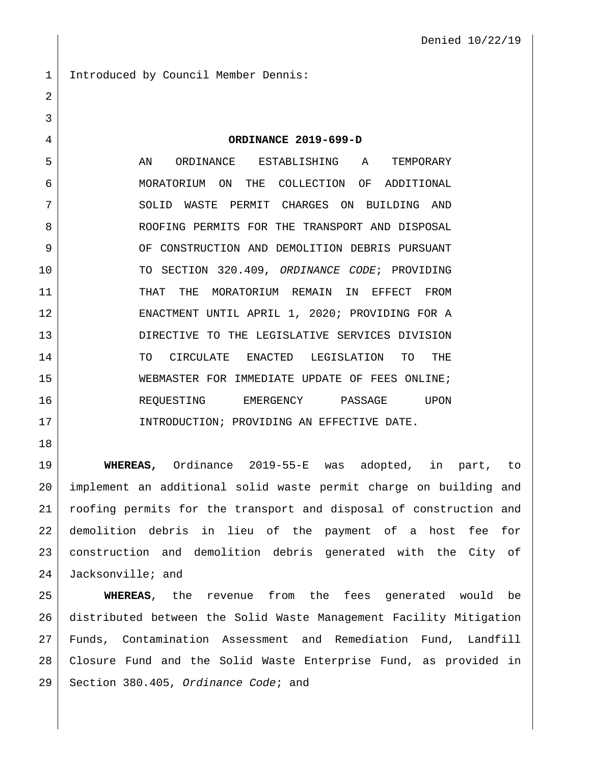Denied 10/22/19

Introduced by Council Member Dennis:

**ORDINANCE 2019-699-D**

AN ORDINANCE ESTABLISHING A TEMPORARY MORATORIUM ON THE COLLECTION OF ADDITIONAL SOLID WASTE PERMIT CHARGES ON BUILDING AND ROOFING PERMITS FOR THE TRANSPORT AND DISPOSAL OF CONSTRUCTION AND DEMOLITION DEBRIS PURSUANT TO SECTION 320.409, *ORDINANCE CODE*; PROVIDING THAT THE MORATORIUM REMAIN IN EFFECT FROM ENACTMENT UNTIL APRIL 1, 2020; PROVIDING FOR A DIRECTIVE TO THE LEGISLATIVE SERVICES DIVISION TO CIRCULATE ENACTED LEGISLATION TO THE WEBMASTER FOR IMMEDIATE UPDATE OF FEES ONLINE; REQUESTING EMERGENCY PASSAGE UPON INTRODUCTION; PROVIDING AN EFFECTIVE DATE.

**WHEREAS,** Ordinance 2019-55-E was adopted, in part, to implement an additional solid waste permit charge on building and roofing permits for the transport and disposal of construction and demolition debris in lieu of the payment of a host fee for construction and demolition debris generated with the City of Jacksonville; and

**WHEREAS**, the revenue from the fees generated would be distributed between the Solid Waste Management Facility Mitigation Funds, Contamination Assessment and Remediation Fund, Landfill Closure Fund and the Solid Waste Enterprise Fund, as provided in Section 380.405, *Ordinance Code*; and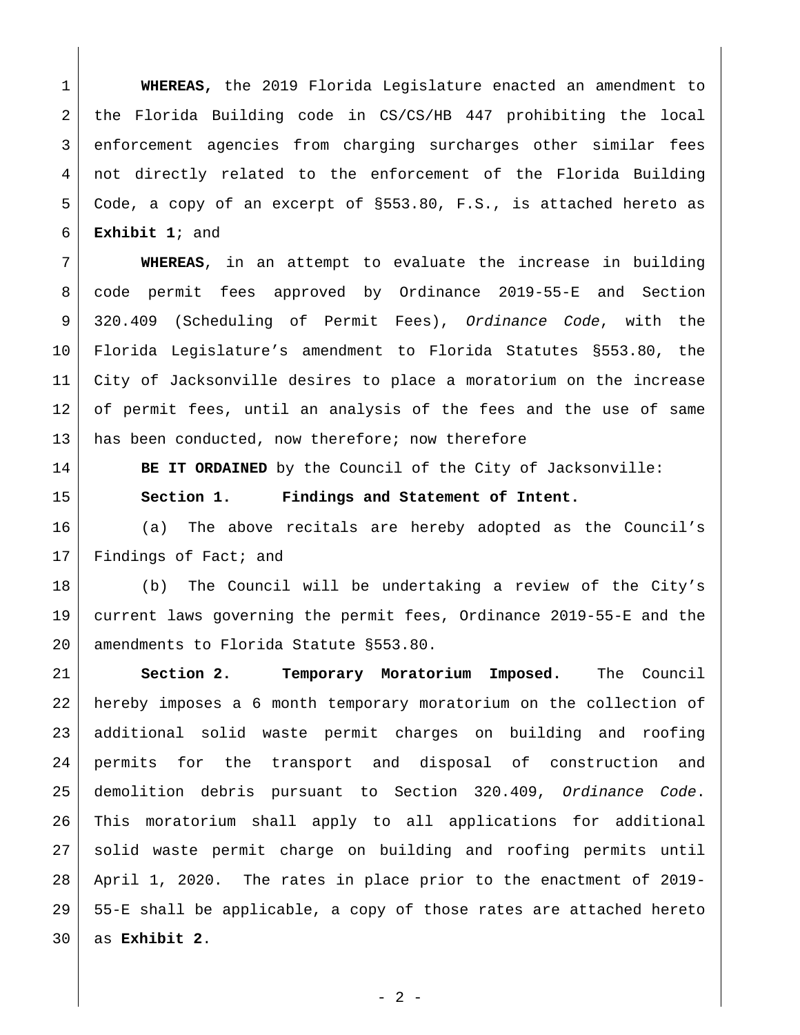**WHEREAS,** the 2019 Florida Legislature enacted an amendment to the Florida Building code in CS/CS/HB 447 prohibiting the local enforcement agencies from charging surcharges other similar fees not directly related to the enforcement of the Florida Building Code, a copy of an excerpt of §553.80, F.S., is attached hereto as **Exhibit 1**; and

**WHEREAS**, in an attempt to evaluate the increase in building code permit fees approved by Ordinance 2019-55-E and Section 320.409 (Scheduling of Permit Fees), *Ordinance Code*, with the Florida Legislature's amendment to Florida Statutes §553.80, the City of Jacksonville desires to place a moratorium on the increase of permit fees, until an analysis of the fees and the use of same has been conducted, now therefore; now therefore

**BE IT ORDAINED** by the Council of the City of Jacksonville:

**Section 1. Findings and Statement of Intent.**

(a) The above recitals are hereby adopted as the Council's Findings of Fact; and

(b) The Council will be undertaking a review of the City's current laws governing the permit fees, Ordinance 2019-55-E and the amendments to Florida Statute §553.80.

**Section 2. Temporary Moratorium Imposed.** The Council hereby imposes a 6 month temporary moratorium on the collection of additional solid waste permit charges on building and roofing permits for the transport and disposal of construction and demolition debris pursuant to Section 320.409, *Ordinance Code*. This moratorium shall apply to all applications for additional solid waste permit charge on building and roofing permits until April 1, 2020. The rates in place prior to the enactment of 2019-55-E shall be applicable, a copy of those rates are attached hereto as **Exhibit 2**.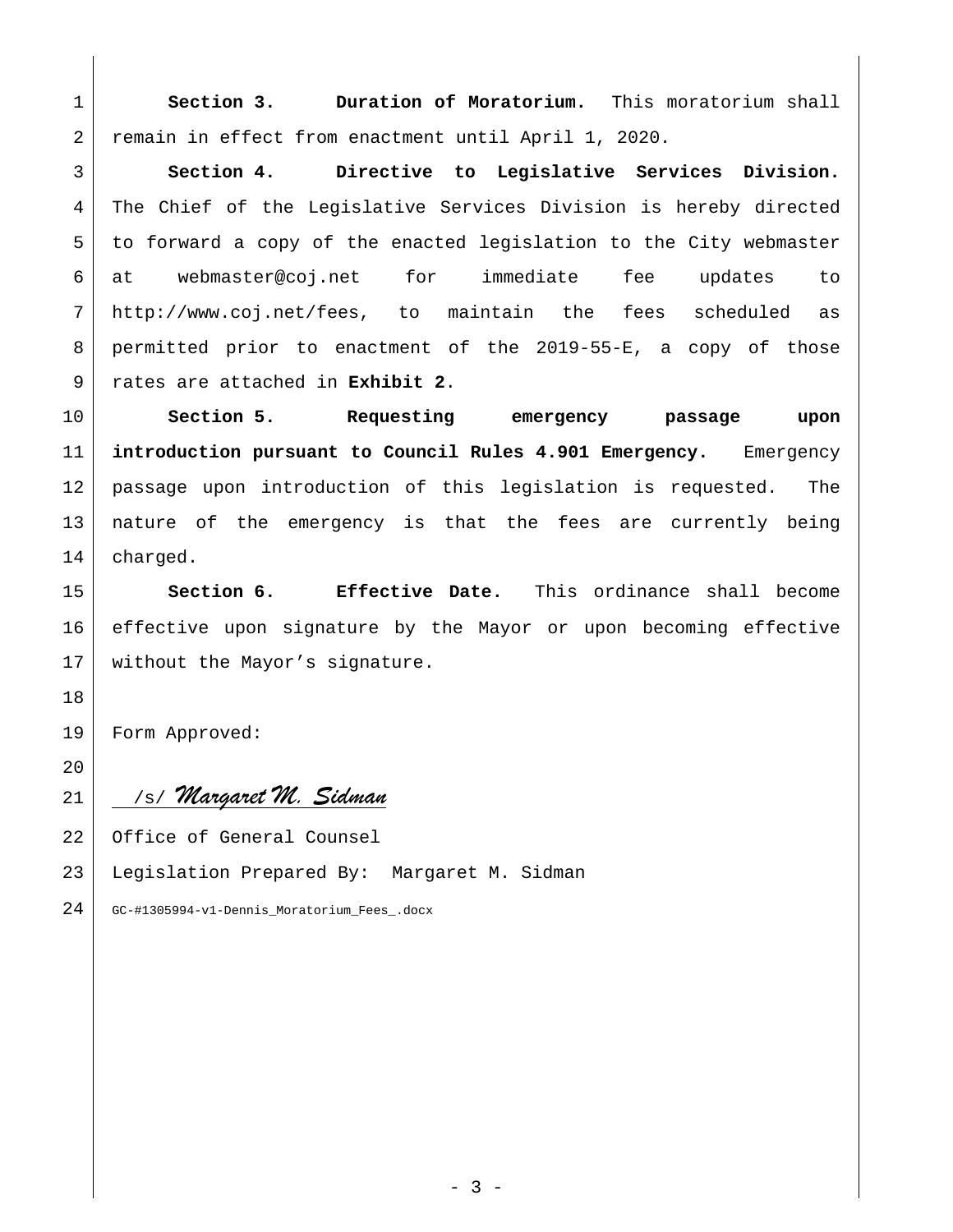**Section 3. Duration of Moratorium.** This moratorium shall remain in effect from enactment until April 1, 2020.

**Section 4. Directive to Legislative Services Division.** The Chief of the Legislative Services Division is hereby directed to forward a copy of the enacted legislation to the City webmaster at webmaster@coj.net for immediate fee updates to http://www.coj.net/fees, to maintain the fees scheduled as permitted prior to enactment of the 2019-55-E, a copy of those rates are attached in **Exhibit 2**.

**Section 5. Requesting emergency passage upon introduction pursuant to Council Rules 4.901 Emergency.** Emergency passage upon introduction of this legislation is requested. The nature of the emergency is that the fees are currently being charged.

**Section 6. Effective Date.** This ordinance shall become effective upon signature by the Mayor or upon becoming effective without the Mayor's signature.

Form Approved:

/s/ *Margaret M. Sidman*

Office of General Counsel

Legislation Prepared By: Margaret M. Sidman

GC-#1305994-v1-Dennis_Moratorium_Fees_.docx